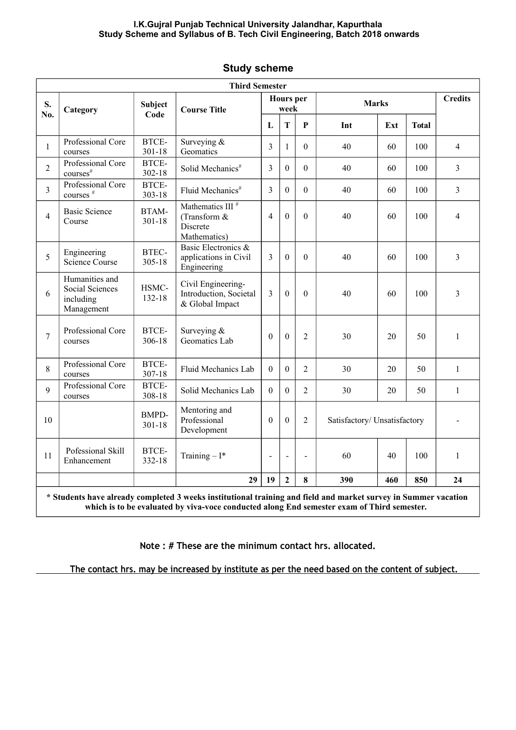**I.K.Gujral Punjab Technical University Jalandhar, Kapurthala**
**Study Scheme and Syllabus of B. Tech Civil Engineering, Batch 2018 onwards**

## Study scheme

| Third Semester | | | | | | | | | | |
|---|---|---|---|---|---|---|---|---|---|---|
| S. No. | Category | Subject Code | Course Title | Hours per week | | | Marks | | | Credits |
| | | | | L | T | P | Int | Ext | Total | |
| 1 | Professional Core courses | BTCE-301-18 | Surveying & Geomatics | 3 | 1 | 0 | 40 | 60 | 100 | 4 |
| 2 | Professional Core courses# | BTCE-302-18 | Solid Mechanics# | 3 | 0 | 0 | 40 | 60 | 100 | 3 |
| 3 | Professional Core courses # | BTCE-303-18 | Fluid Mechanics# | 3 | 0 | 0 | 40 | 60 | 100 | 3 |
| 4 | Basic Science Course | BTAM-301-18 | Mathematics III # (Transform & Discrete Mathematics) | 4 | 0 | 0 | 40 | 60 | 100 | 4 |
| 5 | Engineering Science Course | BTEC-305-18 | Basic Electronics & applications in Civil Engineering | 3 | 0 | 0 | 40 | 60 | 100 | 3 |
| 6 | Humanities and Social Sciences including Management | HSMC-132-18 | Civil Engineering-Introduction, Societal & Global Impact | 3 | 0 | 0 | 40 | 60 | 100 | 3 |
| 7 | Professional Core courses | BTCE-306-18 | Surveying & Geomatics Lab | 0 | 0 | 2 | 30 | 20 | 50 | 1 |
| 8 | Professional Core courses | BTCE-307-18 | Fluid Mechanics Lab | 0 | 0 | 2 | 30 | 20 | 50 | 1 |
| 9 | Professional Core courses | BTCE-308-18 | Solid Mechanics Lab | 0 | 0 | 2 | 30 | 20 | 50 | 1 |
| 10 | | BMPD-301-18 | Mentoring and Professional Development | 0 | 0 | 2 | Satisfactory/ Unsatisfactory | | | - |
| 11 | Pofessional Skill Enhancement | BTCE-332-18 | Training – I* | - | - | - | 60 | 40 | 100 | 1 |
| | | | 29 | 19 | 2 | 8 | 390 | 460 | 850 | 24 |

**\* Students have already completed 3 weeks institutional training and field and market survey in Summer vacation which is to be evaluated by viva-voce conducted along End semester exam of Third semester.**

**Note : # These are the minimum contact hrs. allocated.**

**The contact hrs. may be increased by institute as per the need based on the content of subject.**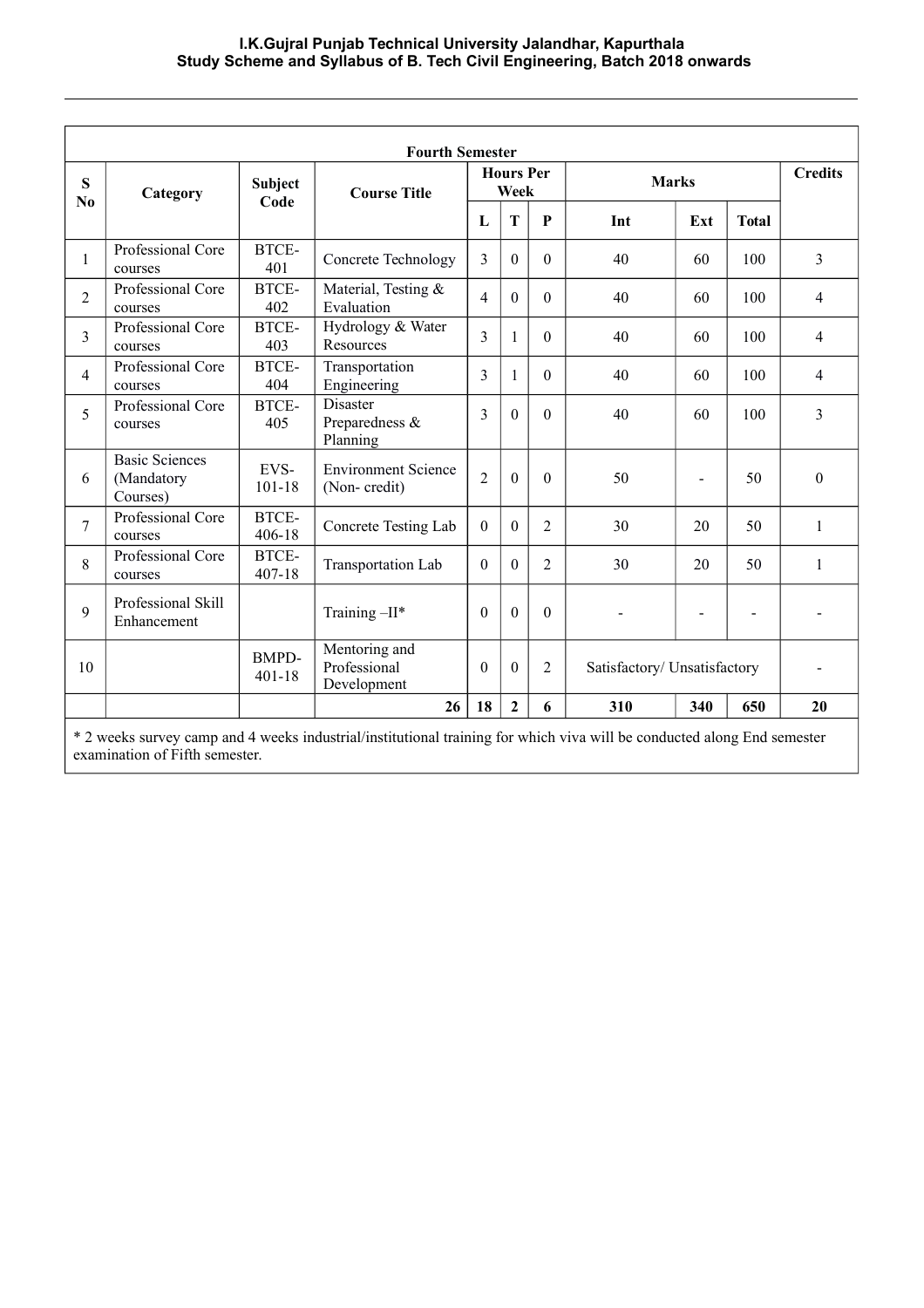| Fourth Semester | | | | | | | | | | |
|---|---|---|---|---|---|---|---|---|---|---|
| S No | Category | Subject Code | Course Title | Hours Per Week | | | Marks | | | Credits |
| | | | | L | T | P | Int | Ext | Total | |
| 1 | Professional Core courses | BTCE-401 | Concrete Technology | 3 | 0 | 0 | 40 | 60 | 100 | 3 |
| 2 | Professional Core courses | BTCE-402 | Material, Testing & Evaluation | 4 | 0 | 0 | 40 | 60 | 100 | 4 |
| 3 | Professional Core courses | BTCE-403 | Hydrology & Water Resources | 3 | 1 | 0 | 40 | 60 | 100 | 4 |
| 4 | Professional Core courses | BTCE-404 | Transportation Engineering | 3 | 1 | 0 | 40 | 60 | 100 | 4 |
| 5 | Professional Core courses | BTCE-405 | Disaster Preparedness & Planning | 3 | 0 | 0 | 40 | 60 | 100 | 3 |
| 6 | Basic Sciences (Mandatory Courses) | EVS-101-18 | Environment Science (Non- credit) | 2 | 0 | 0 | 50 | - | 50 | 0 |
| 7 | Professional Core courses | BTCE-406-18 | Concrete Testing Lab | 0 | 0 | 2 | 30 | 20 | 50 | 1 |
| 8 | Professional Core courses | BTCE-407-18 | Transportation Lab | 0 | 0 | 2 | 30 | 20 | 50 | 1 |
| 9 | Professional Skill Enhancement | | Training –II* | 0 | 0 | 0 | - | - | - | - |
| 10 | | BMPD-401-18 | Mentoring and Professional Development | 0 | 0 | 2 | Satisfactory/ Unsatisfactory | | | - |
| | | | **26** | **18** | **2** | **6** | **310** | **340** | **650** | **20** |

* 2 weeks survey camp and 4 weeks industrial/institutional training for which viva will be conducted along End semester examination of Fifth semester.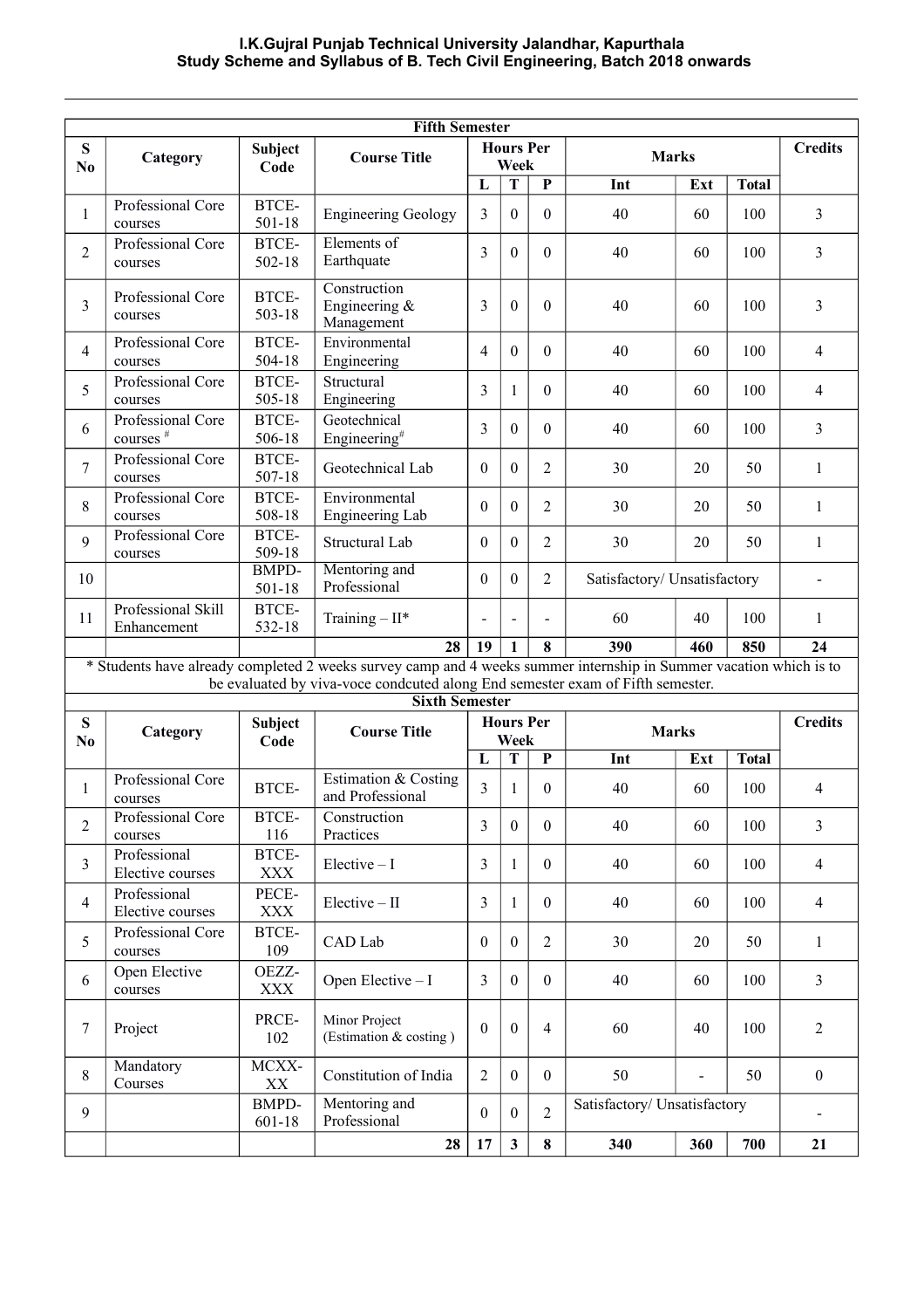| Fifth Semester | | | | | | | | | | |
|---|---|---|---|---|---|---|---|---|---|---|
| S No | Category | Subject Code | Course Title | Hours Per Week | | | Marks | | | Credits |
| | | | | L | T | P | Int | Ext | Total | |
| 1 | Professional Core courses | BTCE-501-18 | Engineering Geology | 3 | 0 | 0 | 40 | 60 | 100 | 3 |
| 2 | Professional Core courses | BTCE-502-18 | Elements of Earthquate | 3 | 0 | 0 | 40 | 60 | 100 | 3 |
| 3 | Professional Core courses | BTCE-503-18 | Construction Engineering & Management | 3 | 0 | 0 | 40 | 60 | 100 | 3 |
| 4 | Professional Core courses | BTCE-504-18 | Environmental Engineering | 4 | 0 | 0 | 40 | 60 | 100 | 4 |
| 5 | Professional Core courses | BTCE-505-18 | Structural Engineering | 3 | 1 | 0 | 40 | 60 | 100 | 4 |
| 6 | Professional Core courses # | BTCE-506-18 | Geotechnical Engineering# | 3 | 0 | 0 | 40 | 60 | 100 | 3 |
| 7 | Professional Core courses | BTCE-507-18 | Geotechnical Lab | 0 | 0 | 2 | 30 | 20 | 50 | 1 |
| 8 | Professional Core courses | BTCE-508-18 | Environmental Engineering Lab | 0 | 0 | 2 | 30 | 20 | 50 | 1 |
| 9 | Professional Core courses | BTCE-509-18 | Structural Lab | 0 | 0 | 2 | 30 | 20 | 50 | 1 |
| 10 | | BMPD-501-18 | Mentoring and Professional | 0 | 0 | 2 | Satisfactory/ Unsatisfactory | | | - |
| 11 | Professional Skill Enhancement | BTCE-532-18 | Training – II* | - | - | - | 60 | 40 | 100 | 1 |
| | | | 28 | 19 | 1 | 8 | 390 | 460 | 850 | 24 |

\* Students have already completed 2 weeks survey camp and 4 weeks summer internship in Summer vacation which is to be evaluated by viva-voce condcuted along End semester exam of Fifth semester.

| Sixth Semester | | | | | | | | | | |
|---|---|---|---|---|---|---|---|---|---|---|
| S No | Category | Subject Code | Course Title | Hours Per Week | | | Marks | | | Credits |
| | | | | L | T | P | Int | Ext | Total | |
| 1 | Professional Core courses | BTCE- | Estimation & Costing and Professional | 3 | 1 | 0 | 40 | 60 | 100 | 4 |
| 2 | Professional Core courses | BTCE-116 | Construction Practices | 3 | 0 | 0 | 40 | 60 | 100 | 3 |
| 3 | Professional Elective courses | BTCE-XXX | Elective – I | 3 | 1 | 0 | 40 | 60 | 100 | 4 |
| 4 | Professional Elective courses | PECE-XXX | Elective – II | 3 | 1 | 0 | 40 | 60 | 100 | 4 |
| 5 | Professional Core courses | BTCE-109 | CAD Lab | 0 | 0 | 2 | 30 | 20 | 50 | 1 |
| 6 | Open Elective courses | OEZZ-XXX | Open Elective – I | 3 | 0 | 0 | 40 | 60 | 100 | 3 |
| 7 | Project | PRCE-102 | Minor Project (Estimation & costing ) | 0 | 0 | 4 | 60 | 40 | 100 | 2 |
| 8 | Mandatory Courses | MCXX-XX | Constitution of India | 2 | 0 | 0 | 50 | - | 50 | 0 |
| 9 | | BMPD-601-18 | Mentoring and Professional | 0 | 0 | 2 | Satisfactory/ Unsatisfactory | | | - |
| | | | 28 | 17 | 3 | 8 | 340 | 360 | 700 | 21 |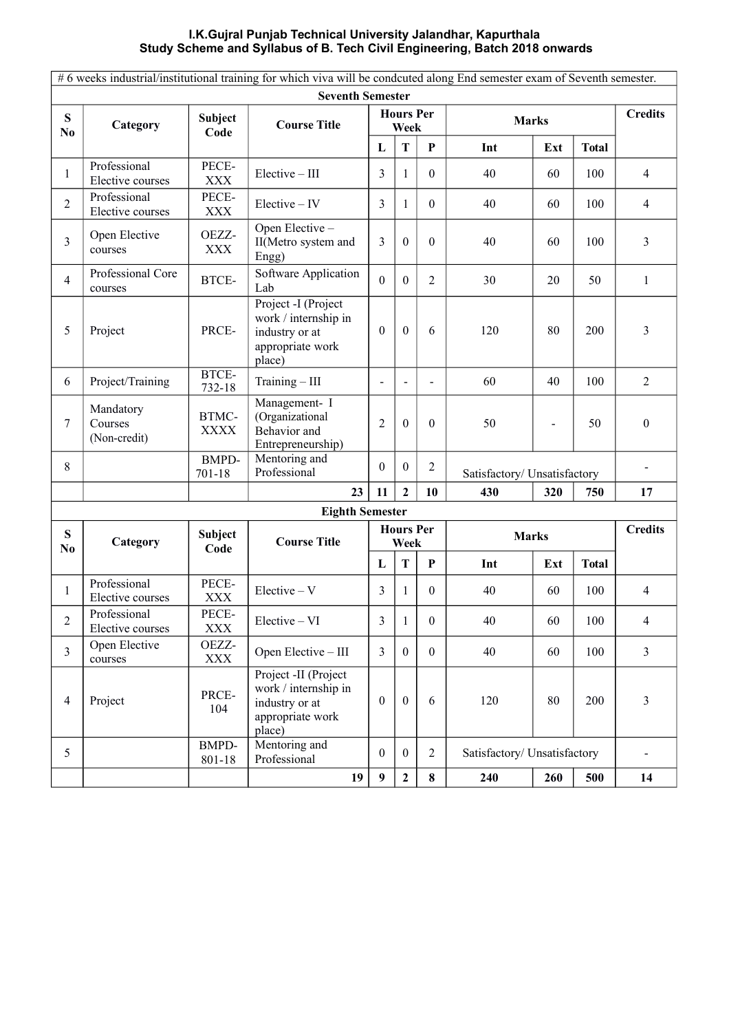# 6 weeks industrial/institutional training for which viva will be condcuted along End semester exam of Seventh semester.

**Seventh Semester**

| S No | Category | Subject Code | Course Title | Hours Per Week | | | Marks | | | Credits |
|---|---|---|---|---|---|---|---|---|---|---|
| | | | | L | T | P | Int | Ext | Total | |
| 1 | Professional Elective courses | PECE-XXX | Elective – III | 3 | 1 | 0 | 40 | 60 | 100 | 4 |
| 2 | Professional Elective courses | PECE-XXX | Elective – IV | 3 | 1 | 0 | 40 | 60 | 100 | 4 |
| 3 | Open Elective courses | OEZZ-XXX | Open Elective – II(Metro system and Engg) | 3 | 0 | 0 | 40 | 60 | 100 | 3 |
| 4 | Professional Core courses | BTCE- | Software Application Lab | 0 | 0 | 2 | 30 | 20 | 50 | 1 |
| 5 | Project | PRCE- | Project -I (Project work / internship in industry or at appropriate work place) | 0 | 0 | 6 | 120 | 80 | 200 | 3 |
| 6 | Project/Training | BTCE-732-18 | Training – III | - | - | - | 60 | 40 | 100 | 2 |
| 7 | Mandatory Courses (Non-credit) | BTMC-XXXX | Management- I (Organizational Behavior and Entrepreneurship) | 2 | 0 | 0 | 50 | - | 50 | 0 |
| 8 | | BMPD-701-18 | Mentoring and Professional | 0 | 0 | 2 | Satisfactory/ Unsatisfactory | | | - |
| | | | **23** | **11** | **2** | **10** | **430** | **320** | **750** | **17** |

**Eighth Semester**

| S No | Category | Subject Code | Course Title | Hours Per Week | | | Marks | | | Credits |
|---|---|---|---|---|---|---|---|---|---|---|
| | | | | L | T | P | Int | Ext | Total | |
| 1 | Professional Elective courses | PECE-XXX | Elective – V | 3 | 1 | 0 | 40 | 60 | 100 | 4 |
| 2 | Professional Elective courses | PECE-XXX | Elective – VI | 3 | 1 | 0 | 40 | 60 | 100 | 4 |
| 3 | Open Elective courses | OEZZ-XXX | Open Elective – III | 3 | 0 | 0 | 40 | 60 | 100 | 3 |
| 4 | Project | PRCE-104 | Project -II (Project work / internship in industry or at appropriate work place) | 0 | 0 | 6 | 120 | 80 | 200 | 3 |
| 5 | | BMPD-801-18 | Mentoring and Professional | 0 | 0 | 2 | Satisfactory/ Unsatisfactory | | | - |
| | | | **19** | **9** | **2** | **8** | **240** | **260** | **500** | **14** |